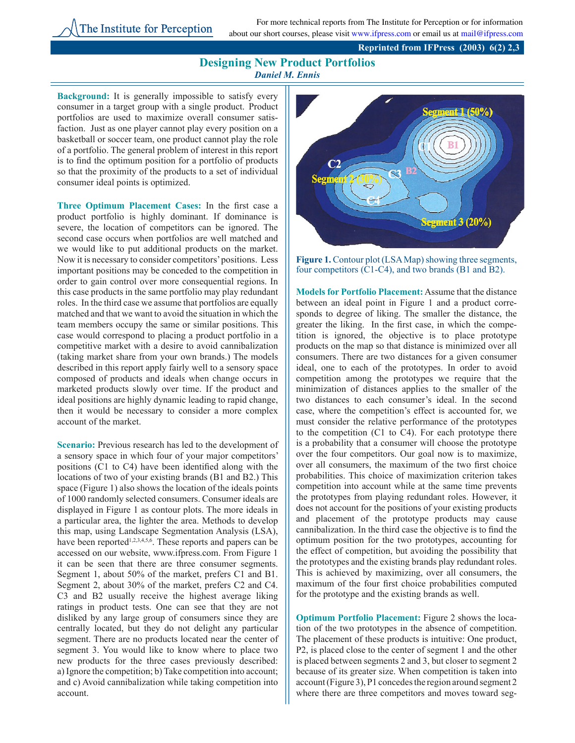# Designing New Product Portfolios

*Daniel M. Ennis*

**Background:** It is generally impossible to satisfy every consumer in a target group with a single product. Product portfolios are used to maximize overall consumer satisfaction. Just as one player cannot play every position on a basketball or soccer team, one product cannot play the role of a portfolio. The general problem of interest in this report is to find the optimum position for a portfolio of products so that the proximity of the products to a set of individual consumer ideal points is optimized.

**Three Optimum Placement Cases:** In the first case a product portfolio is highly dominant. If dominance is severe, the location of competitors can be ignored. The second case occurs when portfolios are well matched and we would like to put additional products on the market. Now it is necessary to consider competitors' positions. Less important positions may be conceded to the competition in order to gain control over more consequential regions. In this case products in the same portfolio may play redundant roles. In the third case we assume that portfolios are equally matched and that we want to avoid the situation in which the team members occupy the same or similar positions. This case would correspond to placing a product portfolio in a competitive market with a desire to avoid cannibalization (taking market share from your own brands.) The models described in this report apply fairly well to a sensory space composed of products and ideals when change occurs in marketed products slowly over time. If the product and ideal positions are highly dynamic leading to rapid change, then it would be necessary to consider a more complex account of the market.

**Scenario:** Previous research has led to the development of a sensory space in which four of your major competitors' positions (C1 to C4) have been identified along with the locations of two of your existing brands (B1 and B2.) This space (Figure 1) also shows the location of the ideals points of 1000 randomly selected consumers. Consumer ideals are displayed in Figure 1 as contour plots. The more ideals in a particular area, the lighter the area. Methods to develop this map, using Landscape Segmentation Analysis (LSA), have been reported[1,2,3,4,5,6]. These reports and papers can be accessed on our website, www.ifpress.com. From Figure 1 it can be seen that there are three consumer segments. Segment 1, about 50% of the market, prefers C1 and B1. Segment 2, about 30% of the market, prefers C2 and C4. C3 and B2 usually receive the highest average liking ratings in product tests. One can see that they are not disliked by any large group of consumers since they are centrally located, but they do not delight any particular segment. There are no products located near the center of segment 3. You would like to know where to place two new products for the three cases previously described: a) Ignore the competition; b) Take competition into account; and c) Avoid cannibalization while taking competition into account.

**Figure 1.** Contour plot (LSA Map) showing three segments, four competitors (C1-C4), and two brands (B1 and B2).

**Models for Portfolio Placement:** Assume that the distance between an ideal point in Figure 1 and a product corresponds to degree of liking. The smaller the distance, the greater the liking. In the first case, in which the competition is ignored, the objective is to place prototype products on the map so that distance is minimized over all consumers. There are two distances for a given consumer ideal, one to each of the prototypes. In order to avoid competition among the prototypes we require that the minimization of distances applies to the smaller of the two distances to each consumer's ideal. In the second case, where the competition's effect is accounted for, we must consider the relative performance of the prototypes to the competition (C1 to C4). For each prototype there is a probability that a consumer will choose the prototype over the four competitors. Our goal now is to maximize, over all consumers, the maximum of the two first choice probabilities. This choice of maximization criterion takes competition into account while at the same time prevents the prototypes from playing redundant roles. However, it does not account for the positions of your existing products and placement of the prototype products may cause cannibalization. In the third case the objective is to find the optimum position for the two prototypes, accounting for the effect of competition, but avoiding the possibility that the prototypes and the existing brands play redundant roles. This is achieved by maximizing, over all consumers, the maximum of the four first choice probabilities computed for the prototype and the existing brands as well.

**Optimum Portfolio Placement:** Figure 2 shows the location of the two prototypes in the absence of competition. The placement of these products is intuitive: One product, P2, is placed close to the center of segment 1 and the other is placed between segments 2 and 3, but closer to segment 2 because of its greater size. When competition is taken into account (Figure 3), P1 concedes the region around segment 2 where there are three competitors and moves toward seg-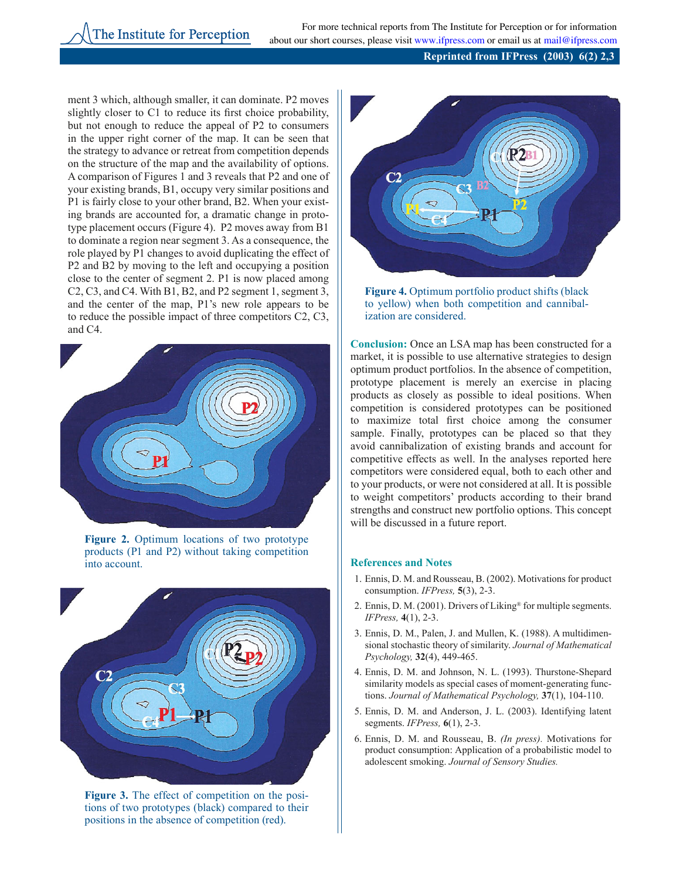ment 3 which, although smaller, it can dominate. P2 moves slightly closer to C1 to reduce its first choice probability, but not enough to reduce the appeal of P2 to consumers in the upper right corner of the map. It can be seen that the strategy to advance or retreat from competition depends on the structure of the map and the availability of options. A comparison of Figures 1 and 3 reveals that P2 and one of your existing brands, B1, occupy very similar positions and P1 is fairly close to your other brand, B2. When your existing brands are accounted for, a dramatic change in prototype placement occurs (Figure 4). P2 moves away from B1 to dominate a region near segment 3. As a consequence, the role played by P1 changes to avoid duplicating the effect of P2 and B2 by moving to the left and occupying a position close to the center of segment 2. P1 is now placed among C2, C3, and C4. With B1, B2, and P2 segment 1, segment 3, and the center of the map, P1's new role appears to be to reduce the possible impact of three competitors C2, C3, and C4.

P2
P1

**Figure 2.** Optimum locations of two prototype products (P1 and P2) without taking competition into account.

C1 P2 P2
C2
C3
C4 P1 P1

**Figure 3.** The effect of competition on the positions of two prototypes (black) compared to their positions in the absence of competition (red).

C1 P2 B1
C2
C3 B2
P2
P1
C4 P1

**Figure 4.** Optimum portfolio product shifts (black to yellow) when both competition and cannibalization are considered.

**Conclusion:** Once an LSA map has been constructed for a market, it is possible to use alternative strategies to design optimum product portfolios. In the absence of competition, prototype placement is merely an exercise in placing products as closely as possible to ideal positions. When competition is considered prototypes can be positioned to maximize total first choice among the consumer sample. Finally, prototypes can be placed so that they avoid cannibalization of existing brands and account for competitive effects as well. In the analyses reported here competitors were considered equal, both to each other and to your products, or were not considered at all. It is possible to weight competitors' products according to their brand strengths and construct new portfolio options. This concept will be discussed in a future report.

## References and Notes

1. Ennis, D. M. and Rousseau, B. (2002). Motivations for product consumption. *IFPress,* **5**(3), 2-3.
2. Ennis, D. M. (2001). Drivers of Liking® for multiple segments. *IFPress,* **4**(1), 2-3.
3. Ennis, D. M., Palen, J. and Mullen, K. (1988). A multidimensional stochastic theory of similarity. *Journal of Mathematical Psychology,* **32**(4), 449-465.
4. Ennis, D. M. and Johnson, N. L. (1993). Thurstone-Shepard similarity models as special cases of moment-generating functions. *Journal of Mathematical Psychology,* **37**(1), 104-110.
5. Ennis, D. M. and Anderson, J. L. (2003). Identifying latent segments. *IFPress,* **6**(1), 2-3.
6. Ennis, D. M. and Rousseau, B. *(In press).* Motivations for product consumption: Application of a probabilistic model to adolescent smoking. *Journal of Sensory Studies.*